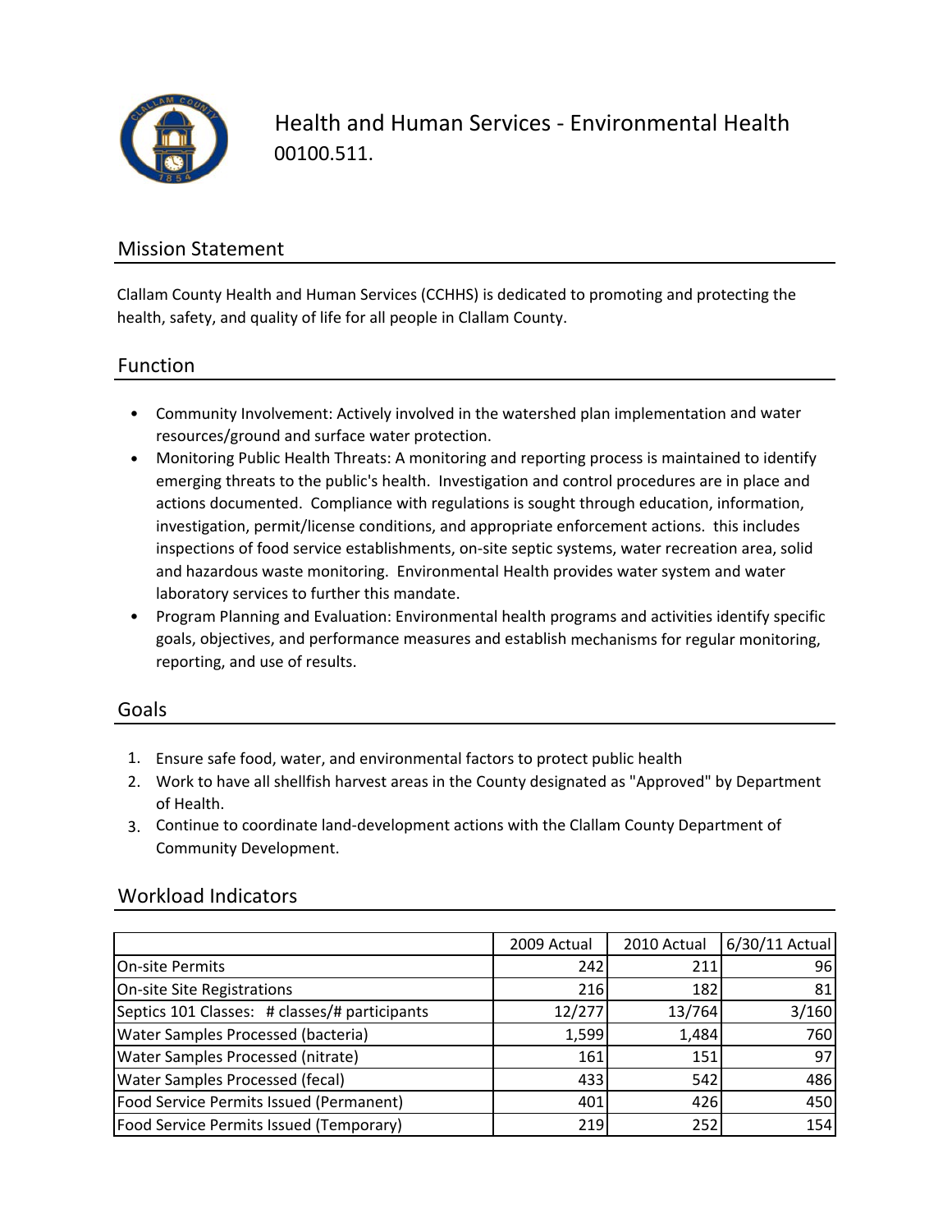# Health and Human Services - Environmental Health

00100.511.

## Mission Statement

Clallam County Health and Human Services (CCHHS) is dedicated to promoting and protecting the health, safety, and quality of life for all people in Clallam County.

## Function

- Community Involvement: Actively involved in the watershed plan implementation and water resources/ground and surface water protection.
- Monitoring Public Health Threats: A monitoring and reporting process is maintained to identify emerging threats to the public's health. Investigation and control procedures are in place and actions documented. Compliance with regulations is sought through education, information, investigation, permit/license conditions, and appropriate enforcement actions. this includes inspections of food service establishments, on-site septic systems, water recreation area, solid and hazardous waste monitoring. Environmental Health provides water system and water laboratory services to further this mandate.
- Program Planning and Evaluation: Environmental health programs and activities identify specific goals, objectives, and performance measures and establish mechanisms for regular monitoring, reporting, and use of results.

## Goals

1. Ensure safe food, water, and environmental factors to protect public health
2. Work to have all shellfish harvest areas in the County designated as "Approved" by Department of Health.
3. Continue to coordinate land-development actions with the Clallam County Department of Community Development.

## Workload Indicators

| | 2009 Actual | 2010 Actual | 6/30/11 Actual |
|---|---|---|---|
| On-site Permits | 242 | 211 | 96 |
| On-site Site Registrations | 216 | 182 | 81 |
| Septics 101 Classes: # classes/# participants | 12/277 | 13/764 | 3/160 |
| Water Samples Processed (bacteria) | 1,599 | 1,484 | 760 |
| Water Samples Processed (nitrate) | 161 | 151 | 97 |
| Water Samples Processed (fecal) | 433 | 542 | 486 |
| Food Service Permits Issued (Permanent) | 401 | 426 | 450 |
| Food Service Permits Issued (Temporary) | 219 | 252 | 154 |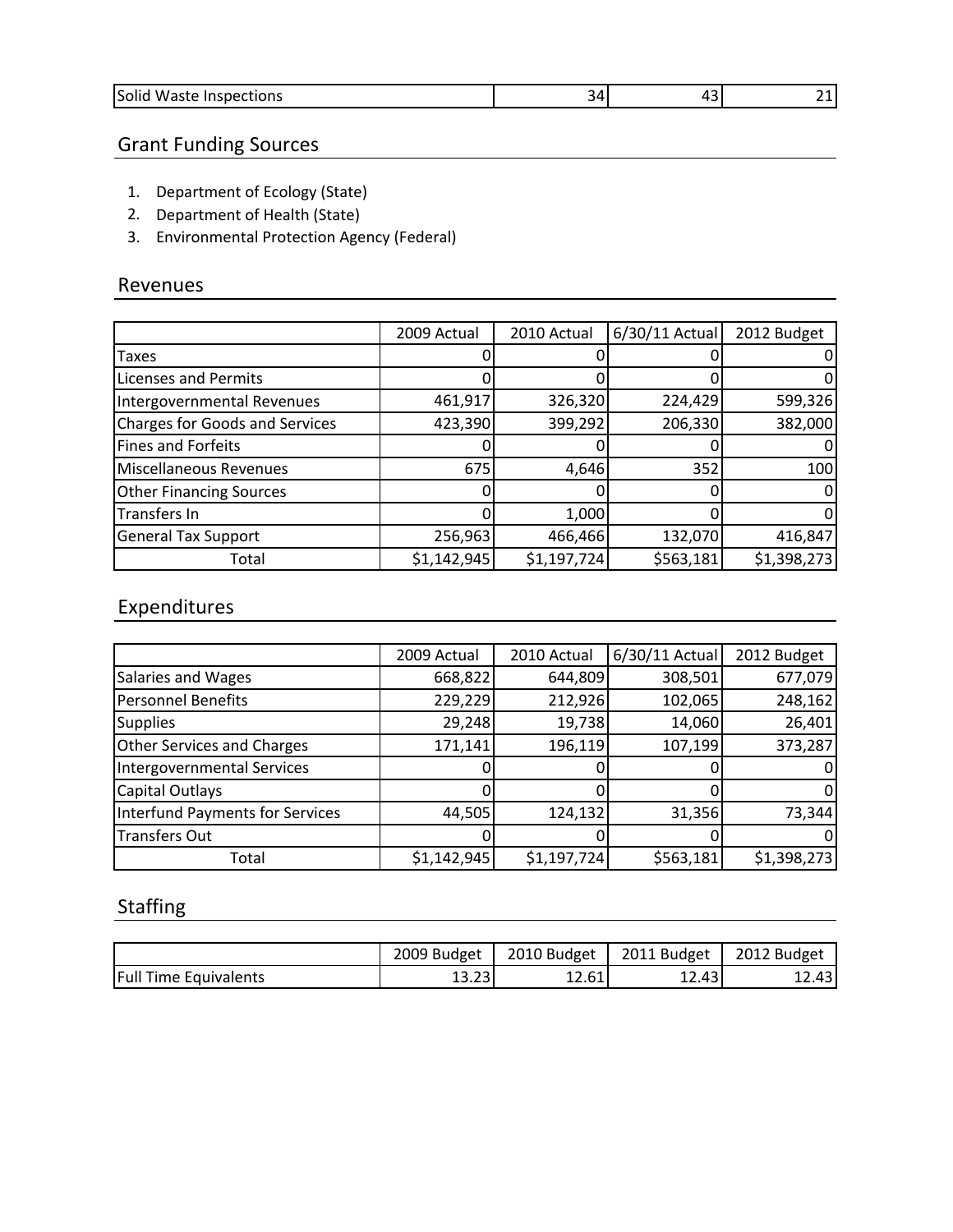| | | | |
|---|---|---|---|
| Solid Waste Inspections | 34 | 43 | 21 |

## Grant Funding Sources

1. Department of Ecology (State)
2. Department of Health (State)
3. Environmental Protection Agency (Federal)

## Revenues

| | 2009 Actual | 2010 Actual | 6/30/11 Actual | 2012 Budget |
|---|---|---|---|---|
| Taxes | 0 | 0 | 0 | 0 |
| Licenses and Permits | 0 | 0 | 0 | 0 |
| Intergovernmental Revenues | 461,917 | 326,320 | 224,429 | 599,326 |
| Charges for Goods and Services | 423,390 | 399,292 | 206,330 | 382,000 |
| Fines and Forfeits | 0 | 0 | 0 | 0 |
| Miscellaneous Revenues | 675 | 4,646 | 352 | 100 |
| Other Financing Sources | 0 | 0 | 0 | 0 |
| Transfers In | 0 | 1,000 | 0 | 0 |
| General Tax Support | 256,963 | 466,466 | 132,070 | 416,847 |
| Total | $1,142,945 | $1,197,724 | $563,181 | $1,398,273 |

## Expenditures

| | 2009 Actual | 2010 Actual | 6/30/11 Actual | 2012 Budget |
|---|---|---|---|---|
| Salaries and Wages | 668,822 | 644,809 | 308,501 | 677,079 |
| Personnel Benefits | 229,229 | 212,926 | 102,065 | 248,162 |
| Supplies | 29,248 | 19,738 | 14,060 | 26,401 |
| Other Services and Charges | 171,141 | 196,119 | 107,199 | 373,287 |
| Intergovernmental Services | 0 | 0 | 0 | 0 |
| Capital Outlays | 0 | 0 | 0 | 0 |
| Interfund Payments for Services | 44,505 | 124,132 | 31,356 | 73,344 |
| Transfers Out | 0 | 0 | 0 | 0 |
| Total | $1,142,945 | $1,197,724 | $563,181 | $1,398,273 |

## Staffing

| | 2009 Budget | 2010 Budget | 2011 Budget | 2012 Budget |
|---|---|---|---|---|
| Full Time Equivalents | 13.23 | 12.61 | 12.43 | 12.43 |